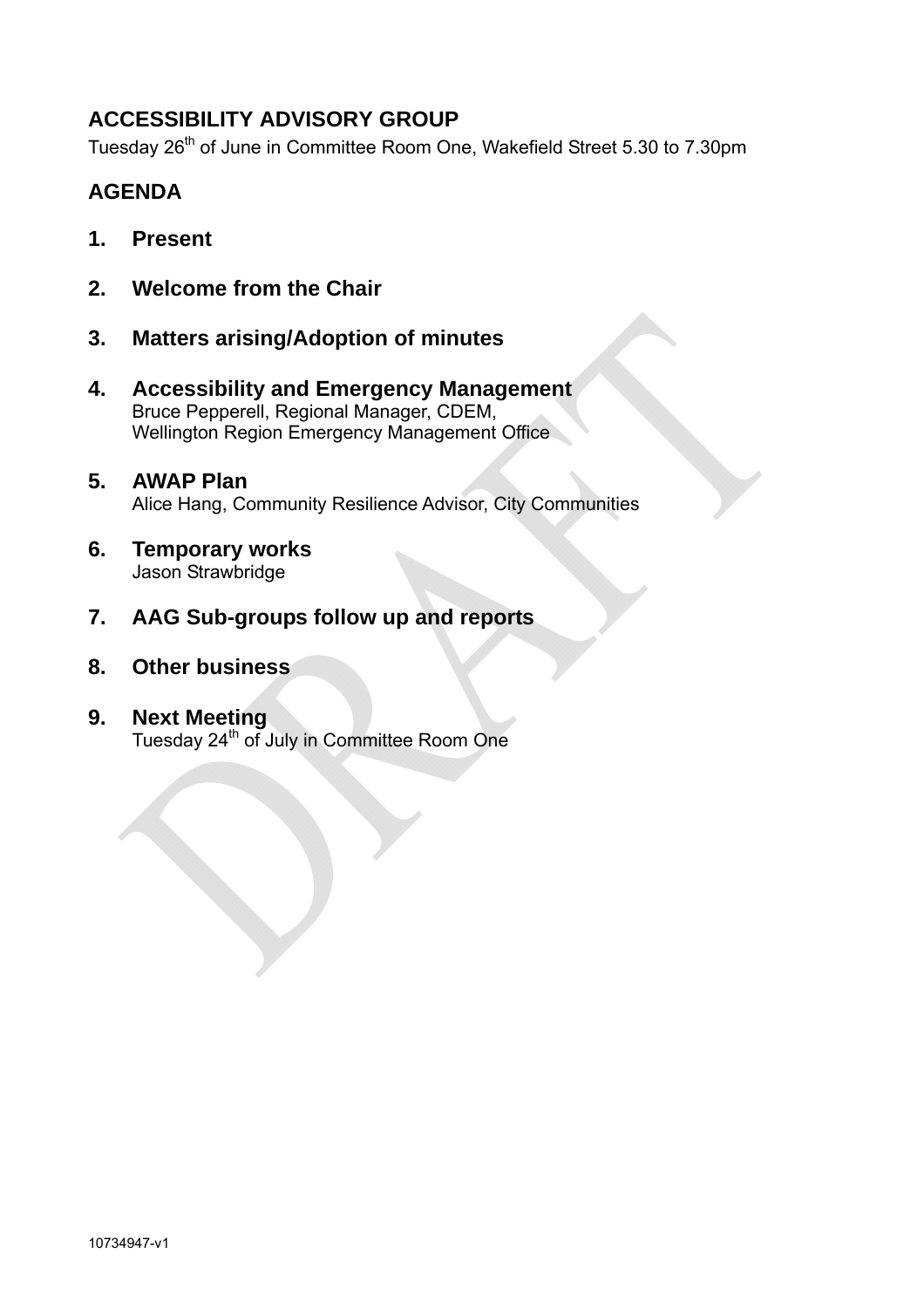## ACCESSIBILITY ADVISORY GROUP

Tuesday 26th of June in Committee Room One, Wakefield Street 5.30 to 7.30pm

## AGENDA

1. **Present**

2. **Welcome from the Chair**

3. **Matters arising/Adoption of minutes**

4. **Accessibility and Emergency Management**
   Bruce Pepperell, Regional Manager, CDEM,
   Wellington Region Emergency Management Office

5. **AWAP Plan**
   Alice Hang, Community Resilience Advisor, City Communities

6. **Temporary works**
   Jason Strawbridge

7. **AAG Sub-groups follow up and reports**

8. **Other business**

9. **Next Meeting**
   Tuesday 24th of July in Committee Room One

10734947-v1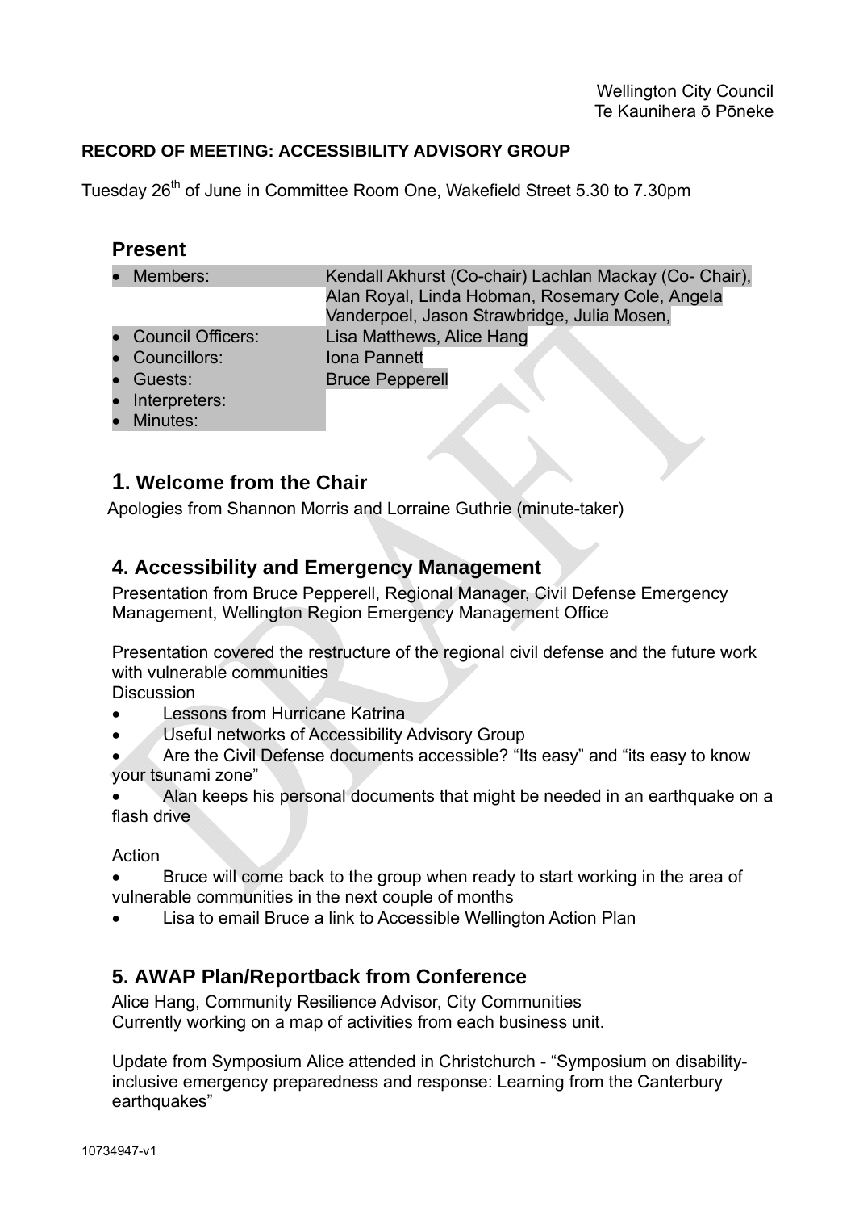Wellington City Council
Te Kaunihera ō Pōneke

**RECORD OF MEETING: ACCESSIBILITY ADVISORY GROUP**

Tuesday 26th of June in Committee Room One, Wakefield Street 5.30 to 7.30pm

## Present

| | |
|---|---|
| • Members: | Kendall Akhurst (Co-chair) Lachlan Mackay (Co- Chair), Alan Royal, Linda Hobman, Rosemary Cole, Angela Vanderpoel, Jason Strawbridge, Julia Mosen, |
| • Council Officers: | Lisa Matthews, Alice Hang |
| • Councillors: | Iona Pannett |
| • Guests: | Bruce Pepperell |
| • Interpreters: | |
| • Minutes: | |

## 1. Welcome from the Chair

Apologies from Shannon Morris and Lorraine Guthrie (minute-taker)

## 4. Accessibility and Emergency Management

Presentation from Bruce Pepperell, Regional Manager, Civil Defense Emergency Management, Wellington Region Emergency Management Office

Presentation covered the restructure of the regional civil defense and the future work with vulnerable communities

Discussion

- Lessons from Hurricane Katrina
- Useful networks of Accessibility Advisory Group
- Are the Civil Defense documents accessible? "Its easy" and "its easy to know your tsunami zone"
- Alan keeps his personal documents that might be needed in an earthquake on a flash drive

Action

- Bruce will come back to the group when ready to start working in the area of vulnerable communities in the next couple of months
- Lisa to email Bruce a link to Accessible Wellington Action Plan

## 5. AWAP Plan/Reportback from Conference

Alice Hang, Community Resilience Advisor, City Communities
Currently working on a map of activities from each business unit.

Update from Symposium Alice attended in Christchurch - "Symposium on disability-inclusive emergency preparedness and response: Learning from the Canterbury earthquakes"

10734947-v1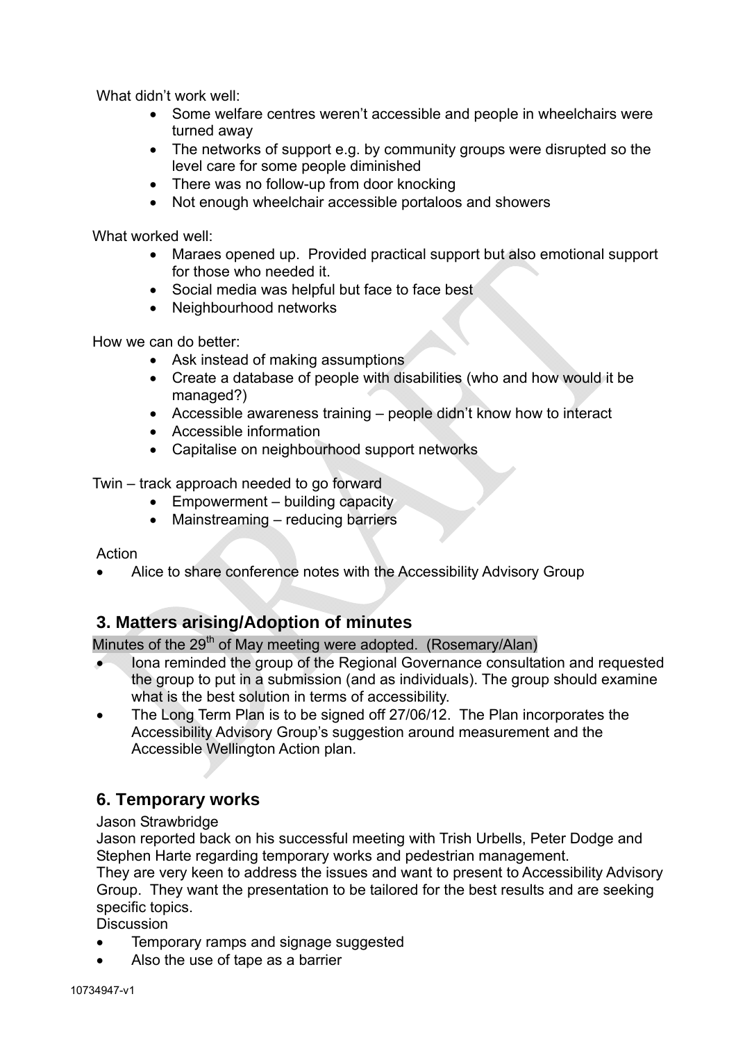What didn't work well:

- Some welfare centres weren't accessible and people in wheelchairs were turned away
- The networks of support e.g. by community groups were disrupted so the level care for some people diminished
- There was no follow-up from door knocking
- Not enough wheelchair accessible portaloos and showers

What worked well:

- Maraes opened up. Provided practical support but also emotional support for those who needed it.
- Social media was helpful but face to face best
- Neighbourhood networks

How we can do better:

- Ask instead of making assumptions
- Create a database of people with disabilities (who and how would it be managed?)
- Accessible awareness training – people didn't know how to interact
- Accessible information
- Capitalise on neighbourhood support networks

Twin – track approach needed to go forward

- Empowerment – building capacity
- Mainstreaming – reducing barriers

Action

- Alice to share conference notes with the Accessibility Advisory Group

## 3. Matters arising/Adoption of minutes

Minutes of the 29th of May meeting were adopted. (Rosemary/Alan)

- Iona reminded the group of the Regional Governance consultation and requested the group to put in a submission (and as individuals). The group should examine what is the best solution in terms of accessibility.
- The Long Term Plan is to be signed off 27/06/12. The Plan incorporates the Accessibility Advisory Group's suggestion around measurement and the Accessible Wellington Action plan.

## 6. Temporary works

Jason Strawbridge

Jason reported back on his successful meeting with Trish Urbells, Peter Dodge and Stephen Harte regarding temporary works and pedestrian management.

They are very keen to address the issues and want to present to Accessibility Advisory Group. They want the presentation to be tailored for the best results and are seeking specific topics.

Discussion

- Temporary ramps and signage suggested
- Also the use of tape as a barrier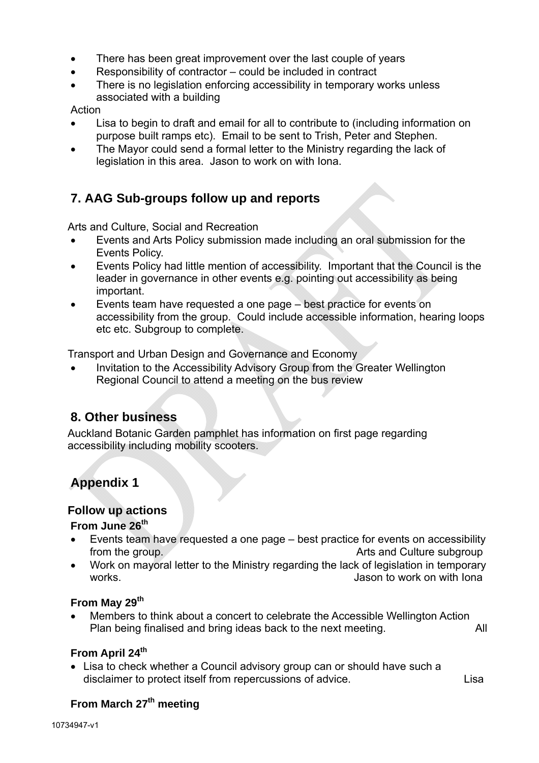- There has been great improvement over the last couple of years
- Responsibility of contractor – could be included in contract
- There is no legislation enforcing accessibility in temporary works unless associated with a building

Action

- Lisa to begin to draft and email for all to contribute to (including information on purpose built ramps etc). Email to be sent to Trish, Peter and Stephen.
- The Mayor could send a formal letter to the Ministry regarding the lack of legislation in this area. Jason to work on with Iona.

## 7. AAG Sub-groups follow up and reports

Arts and Culture, Social and Recreation

- Events and Arts Policy submission made including an oral submission for the Events Policy.
- Events Policy had little mention of accessibility. Important that the Council is the leader in governance in other events e.g. pointing out accessibility as being important.
- Events team have requested a one page – best practice for events on accessibility from the group. Could include accessible information, hearing loops etc etc. Subgroup to complete.

Transport and Urban Design and Governance and Economy

- Invitation to the Accessibility Advisory Group from the Greater Wellington Regional Council to attend a meeting on the bus review

## 8. Other business

Auckland Botanic Garden pamphlet has information on first page regarding accessibility including mobility scooters.

## Appendix 1

### Follow up actions

#### From June 26th

- Events team have requested a one page – best practice for events on accessibility from the group. Arts and Culture subgroup
- Work on mayoral letter to the Ministry regarding the lack of legislation in temporary works. Jason to work on with Iona

#### From May 29th

- Members to think about a concert to celebrate the Accessible Wellington Action Plan being finalised and bring ideas back to the next meeting. All

#### From April 24th

- Lisa to check whether a Council advisory group can or should have such a disclaimer to protect itself from repercussions of advice. Lisa

#### From March 27th meeting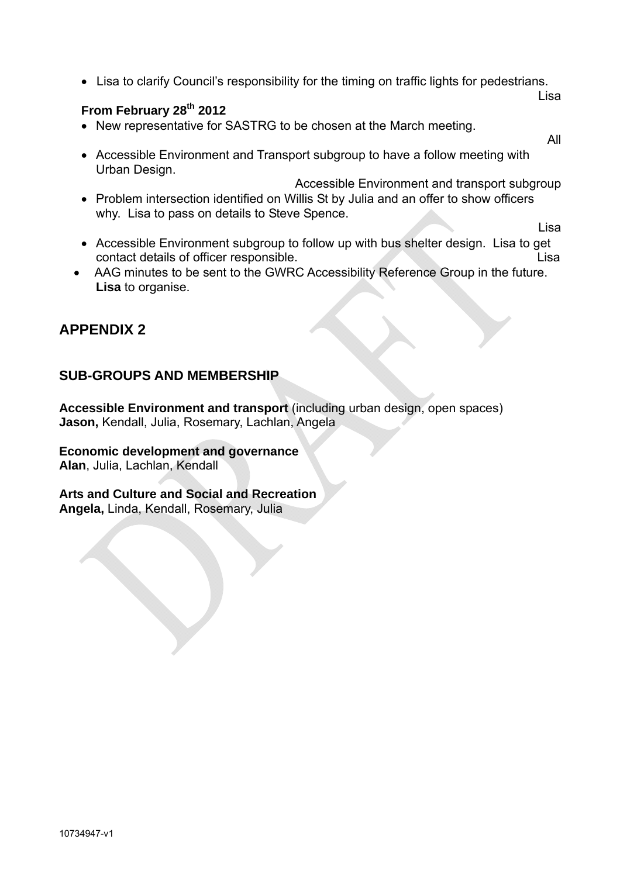- Lisa to clarify Council's responsibility for the timing on traffic lights for pedestrians.
  Lisa

**From February 28th 2012**

- New representative for SASTRG to be chosen at the March meeting.
  All
- Accessible Environment and Transport subgroup to have a follow meeting with Urban Design.
  Accessible Environment and transport subgroup
- Problem intersection identified on Willis St by Julia and an offer to show officers why. Lisa to pass on details to Steve Spence.
  Lisa
- Accessible Environment subgroup to follow up with bus shelter design. Lisa to get contact details of officer responsible.
  Lisa
- AAG minutes to be sent to the GWRC Accessibility Reference Group in the future. **Lisa** to organise.

## APPENDIX 2

### SUB-GROUPS AND MEMBERSHIP

**Accessible Environment and transport** (including urban design, open spaces)
**Jason,** Kendall, Julia, Rosemary, Lachlan, Angela

**Economic development and governance**
**Alan**, Julia, Lachlan, Kendall

**Arts and Culture and Social and Recreation**
**Angela,** Linda, Kendall, Rosemary, Julia

10734947-v1